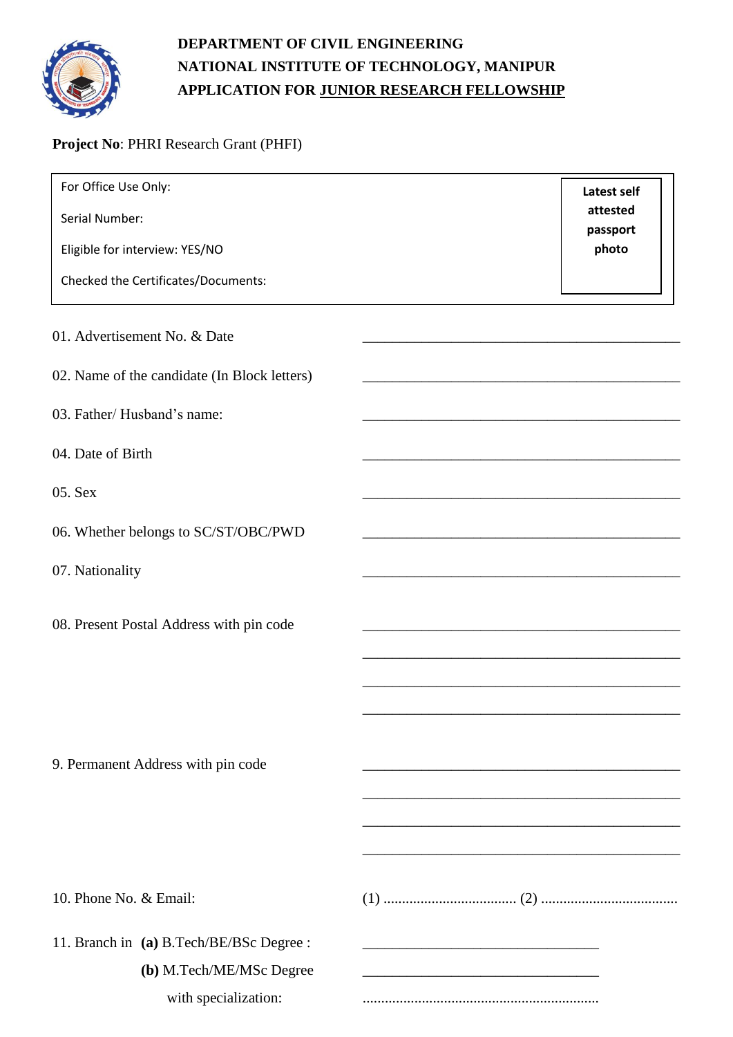**DEPARTMENT OF CIVIL ENGINEERING**
**NATIONAL INSTITUTE OF TECHNOLOGY, MANIPUR**
**APPLICATION FOR JUNIOR RESEARCH FELLOWSHIP**

**Project No**: PHRI Research Grant (PHFI)

| For Office Use Only:<br><br>Serial Number:<br><br>Eligible for interview: YES/NO<br><br>Checked the Certificates/Documents: | **Latest self attested passport photo** |
|---|---|

01. Advertisement No. & Date ____________________________________________

02. Name of the candidate (In Block letters) ____________________________________________

03. Father/ Husband's name: ____________________________________________

04. Date of Birth ____________________________________________

05. Sex ____________________________________________

06. Whether belongs to SC/ST/OBC/PWD ____________________________________________

07. Nationality ____________________________________________

08. Present Postal Address with pin code ____________________________________________
____________________________________________
____________________________________________
____________________________________________

9. Permanent Address with pin code ____________________________________________
____________________________________________
____________________________________________
____________________________________________

10. Phone No. & Email: (1) .................................... (2) .....................................

11. Branch in **(a)** B.Tech/BE/BSc Degree : ________________________________
**(b)** M.Tech/ME/MSc Degree ________________________________
with specialization: ................................................................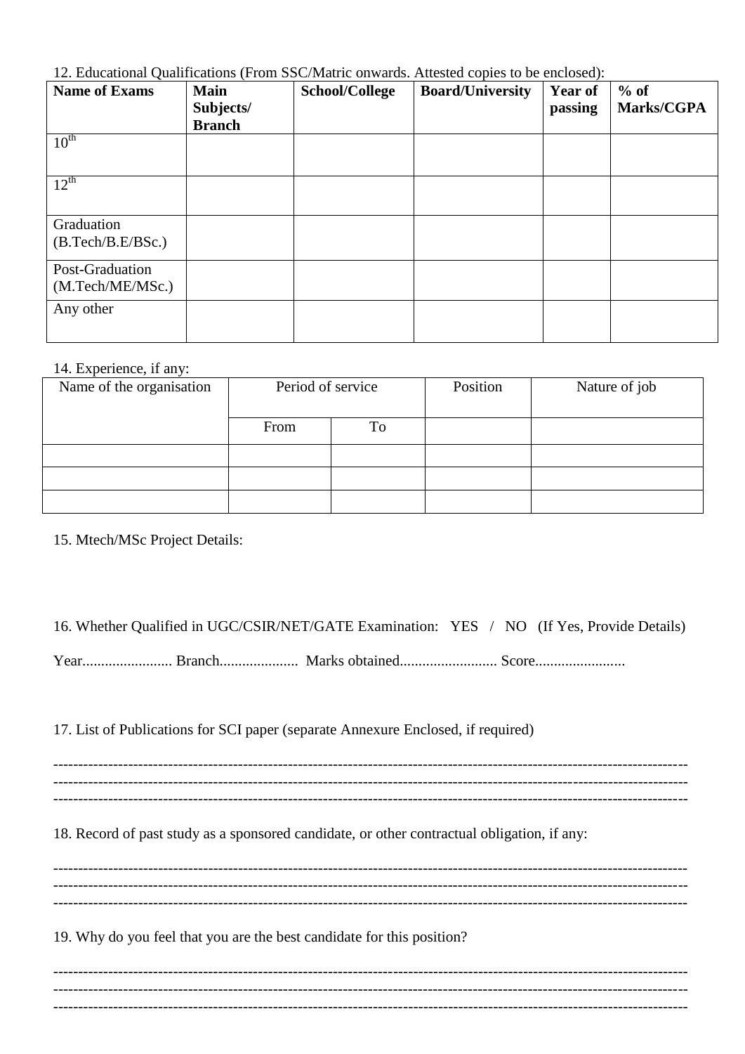12. Educational Qualifications (From SSC/Matric onwards. Attested copies to be enclosed):

| Name of Exams | Main Subjects/ Branch | School/College | Board/University | Year of passing | % of Marks/CGPA |
|---|---|---|---|---|---|
| $10^{th}$ | | | | | |
| $12^{th}$ | | | | | |
| Graduation (B.Tech/B.E/BSc.) | | | | | |
| Post-Graduation (M.Tech/ME/MSc.) | | | | | |
| Any other | | | | | |

14. Experience, if any:

| Name of the organisation | Period of service | | Position | Nature of job |
|---|---|---|---|---|
| | From | To | | |
| | | | | |
| | | | | |
| | | | | |

15. Mtech/MSc Project Details:

16. Whether Qualified in UGC/CSIR/NET/GATE Examination: YES / NO (If Yes, Provide Details)

Year........................ Branch..................... Marks obtained.......................... Score........................

17. List of Publications for SCI paper (separate Annexure Enclosed, if required)

---

---

---

18. Record of past study as a sponsored candidate, or other contractual obligation, if any:

---

---

---

19. Why do you feel that you are the best candidate for this position?

---

---

---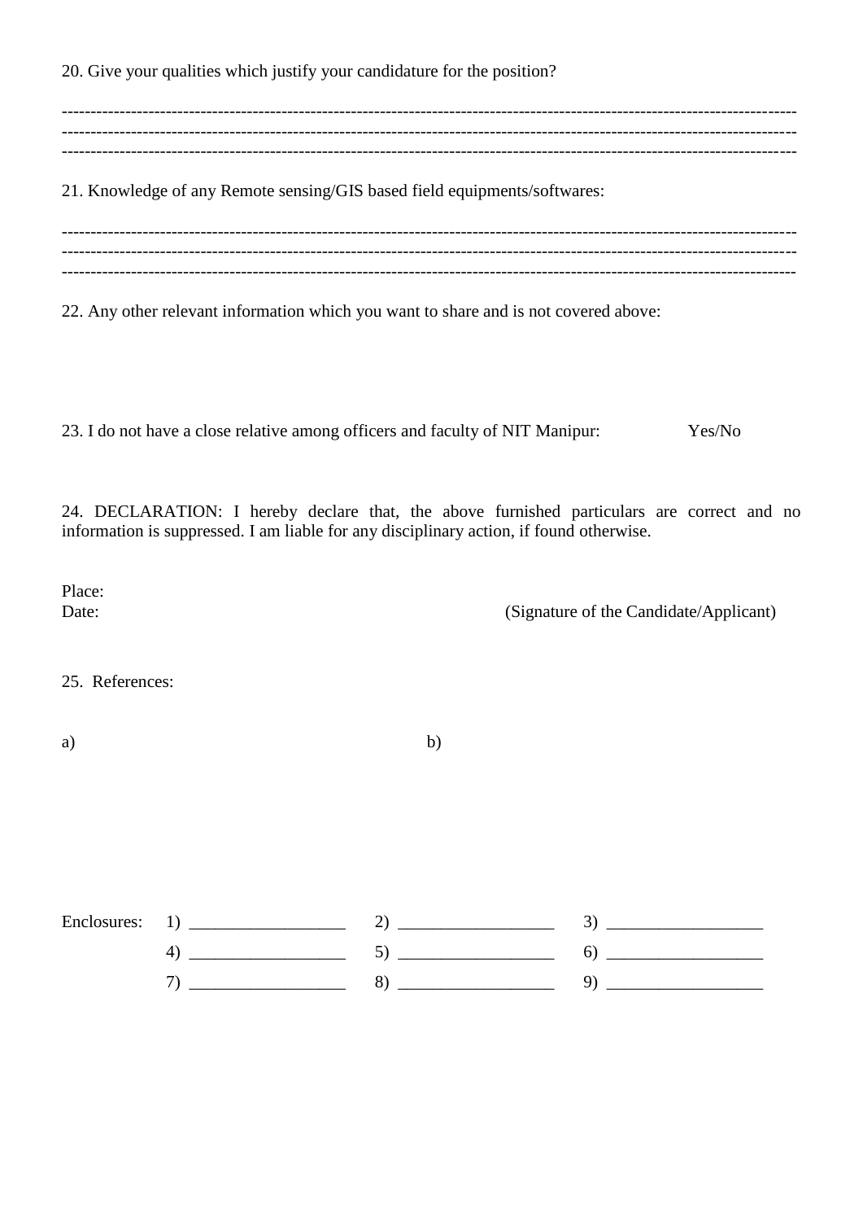20. Give your qualities which justify your candidature for the position?

------------------------------------------------------------------------------------------------------------------------------
------------------------------------------------------------------------------------------------------------------------------
------------------------------------------------------------------------------------------------------------------------------

21. Knowledge of any Remote sensing/GIS based field equipments/softwares:

------------------------------------------------------------------------------------------------------------------------------
------------------------------------------------------------------------------------------------------------------------------
------------------------------------------------------------------------------------------------------------------------------

22. Any other relevant information which you want to share and is not covered above:

23. I do not have a close relative among officers and faculty of NIT Manipur: Yes/No

24. DECLARATION: I hereby declare that, the above furnished particulars are correct and no information is suppressed. I am liable for any disciplinary action, if found otherwise.

Place:

Date: (Signature of the Candidate/Applicant)

25. References:

a)

b)

| | | | |
|---|---|---|---|
| Enclosures: | 1) __________________ | 2) __________________ | 3) __________________ |
| | 4) __________________ | 5) __________________ | 6) __________________ |
| | 7) __________________ | 8) __________________ | 9) __________________ |